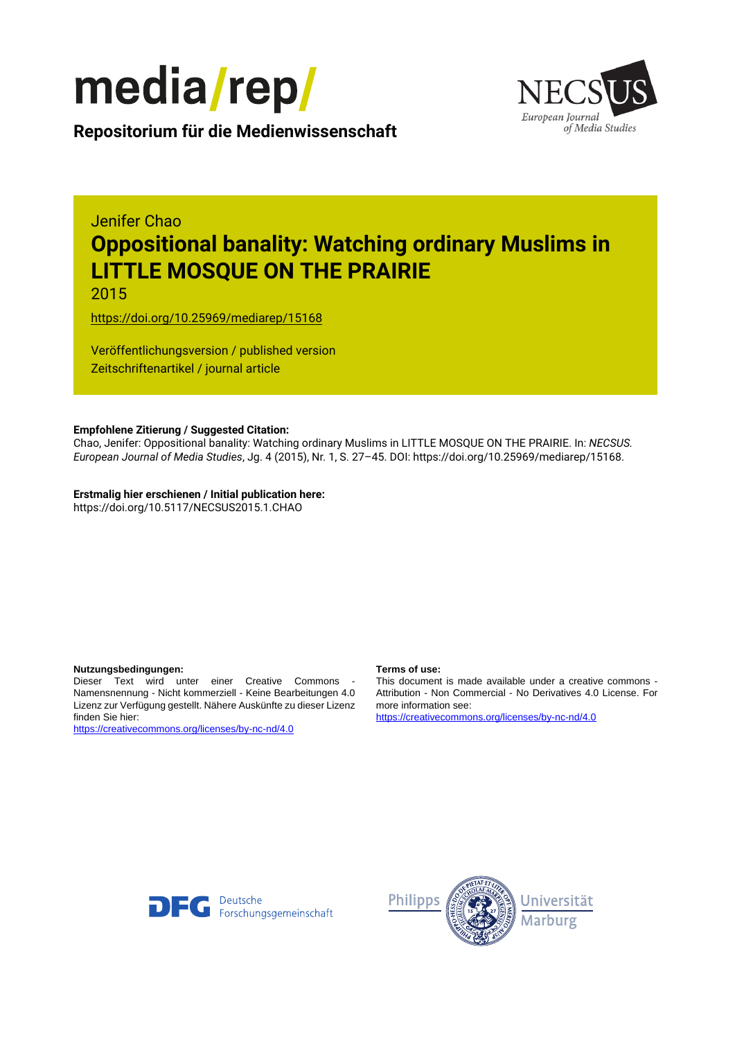media/rep/

**Repositorium für die Medienwissenschaft**

NECSUS European Journal of Media Studies

Jenifer Chao

# Oppositional banality: Watching ordinary Muslims in LITTLE MOSQUE ON THE PRAIRIE

2015

https://doi.org/10.25969/mediarep/15168

Veröffentlichungsversion / published version
Zeitschriftenartikel / journal article

**Empfohlene Zitierung / Suggested Citation:**
Chao, Jenifer: Oppositional banality: Watching ordinary Muslims in LITTLE MOSQUE ON THE PRAIRIE. In: *NECSUS. European Journal of Media Studies*, Jg. 4 (2015), Nr. 1, S. 27–45. DOI: https://doi.org/10.25969/mediarep/15168.

**Erstmalig hier erschienen / Initial publication here:**
https://doi.org/10.5117/NECSUS2015.1.CHAO

**Nutzungsbedingungen:**
Dieser Text wird unter einer Creative Commons - Namensnennung - Nicht kommerziell - Keine Bearbeitungen 4.0 Lizenz zur Verfügung gestellt. Nähere Auskünfte zu dieser Lizenz finden Sie hier:
https://creativecommons.org/licenses/by-nc-nd/4.0

**Terms of use:**
This document is made available under a creative commons - Attribution - Non Commercial - No Derivatives 4.0 License. For more information see:
https://creativecommons.org/licenses/by-nc-nd/4.0

Deutsche Forschungsgemeinschaft

Philipps Universität Marburg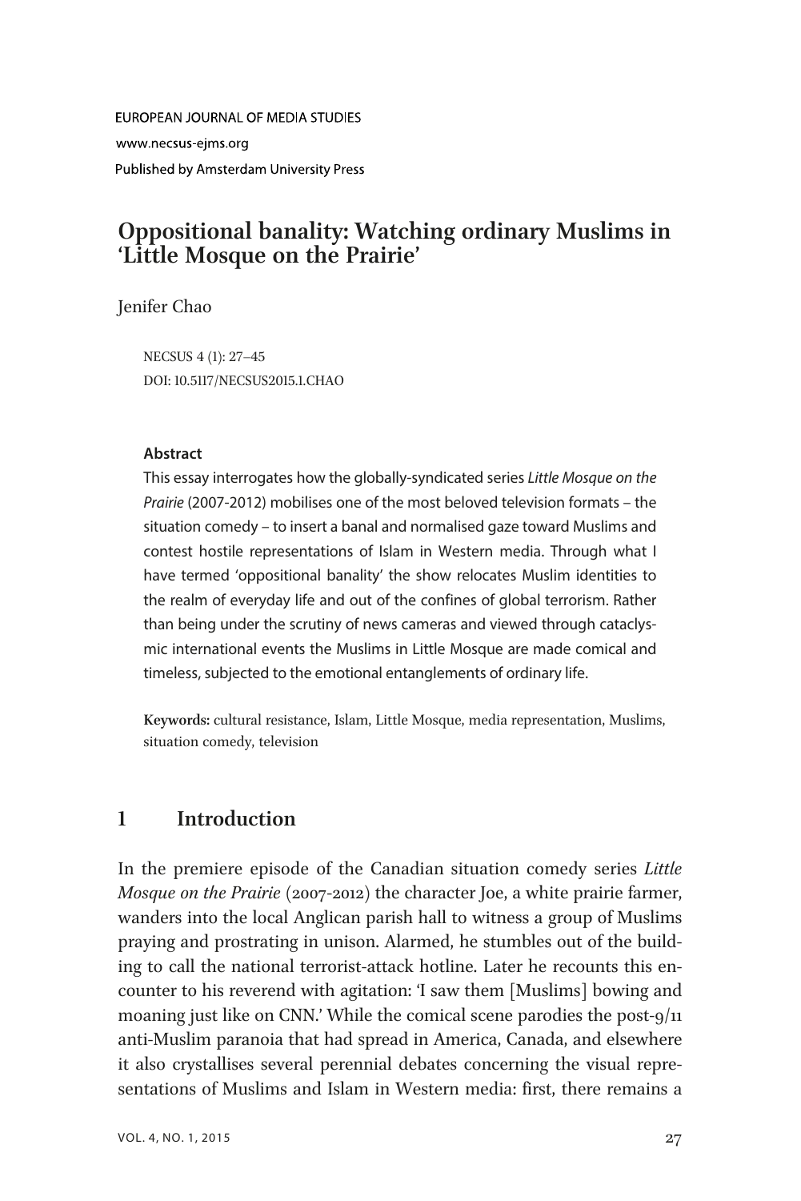EUROPEAN JOURNAL OF MEDIA STUDIES

www.necsus-ejms.org

Published by Amsterdam University Press

# Oppositional banality: Watching ordinary Muslims in 'Little Mosque on the Prairie'

Jenifer Chao

NECSUS 4 (1): 27–45

DOI: 10.5117/NECSUS2015.1.CHAO

**Abstract**

This essay interrogates how the globally-syndicated series *Little Mosque on the Prairie* (2007-2012) mobilises one of the most beloved television formats – the situation comedy – to insert a banal and normalised gaze toward Muslims and contest hostile representations of Islam in Western media. Through what I have termed 'oppositional banality' the show relocates Muslim identities to the realm of everyday life and out of the confines of global terrorism. Rather than being under the scrutiny of news cameras and viewed through cataclysmic international events the Muslims in Little Mosque are made comical and timeless, subjected to the emotional entanglements of ordinary life.

**Keywords:** cultural resistance, Islam, Little Mosque, media representation, Muslims, situation comedy, television

## 1 Introduction

In the premiere episode of the Canadian situation comedy series *Little Mosque on the Prairie* (2007-2012) the character Joe, a white prairie farmer, wanders into the local Anglican parish hall to witness a group of Muslims praying and prostrating in unison. Alarmed, he stumbles out of the building to call the national terrorist-attack hotline. Later he recounts this encounter to his reverend with agitation: 'I saw them [Muslims] bowing and moaning just like on CNN.' While the comical scene parodies the post-9/11 anti-Muslim paranoia that had spread in America, Canada, and elsewhere it also crystallises several perennial debates concerning the visual representations of Muslims and Islam in Western media: first, there remains a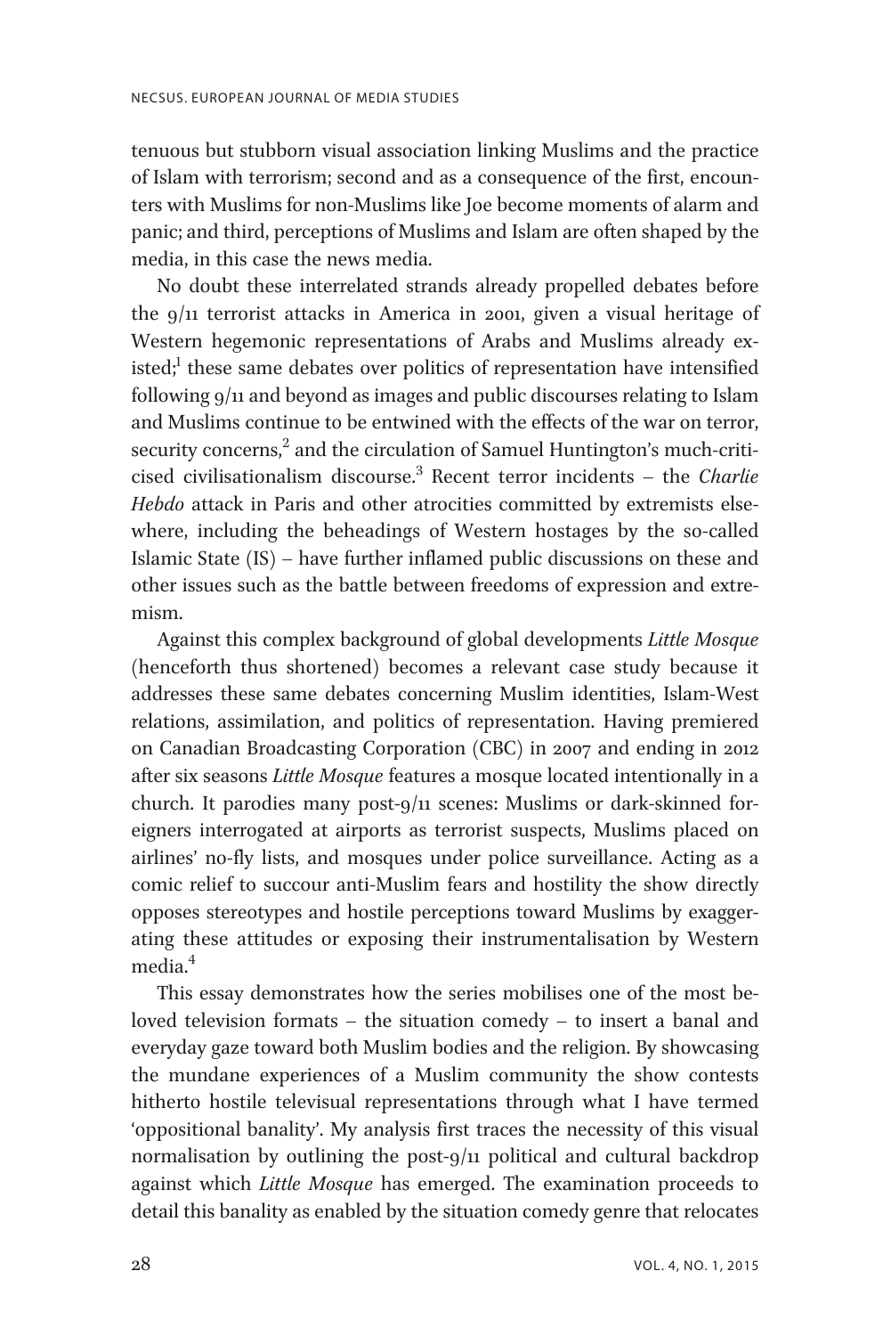tenuous but stubborn visual association linking Muslims and the practice of Islam with terrorism; second and as a consequence of the first, encounters with Muslims for non-Muslims like Joe become moments of alarm and panic; and third, perceptions of Muslims and Islam are often shaped by the media, in this case the news media.

No doubt these interrelated strands already propelled debates before the 9/11 terrorist attacks in America in 2001, given a visual heritage of Western hegemonic representations of Arabs and Muslims already existed;[1] these same debates over politics of representation have intensified following 9/11 and beyond as images and public discourses relating to Islam and Muslims continue to be entwined with the effects of the war on terror, security concerns,[2] and the circulation of Samuel Huntington's much-criticised civilisationalism discourse.[3] Recent terror incidents – the *Charlie Hebdo* attack in Paris and other atrocities committed by extremists elsewhere, including the beheadings of Western hostages by the so-called Islamic State (IS) – have further inflamed public discussions on these and other issues such as the battle between freedoms of expression and extremism.

Against this complex background of global developments *Little Mosque* (henceforth thus shortened) becomes a relevant case study because it addresses these same debates concerning Muslim identities, Islam-West relations, assimilation, and politics of representation. Having premiered on Canadian Broadcasting Corporation (CBC) in 2007 and ending in 2012 after six seasons *Little Mosque* features a mosque located intentionally in a church. It parodies many post-9/11 scenes: Muslims or dark-skinned foreigners interrogated at airports as terrorist suspects, Muslims placed on airlines' no-fly lists, and mosques under police surveillance. Acting as a comic relief to succour anti-Muslim fears and hostility the show directly opposes stereotypes and hostile perceptions toward Muslims by exaggerating these attitudes or exposing their instrumentalisation by Western media.[4]

This essay demonstrates how the series mobilises one of the most beloved television formats – the situation comedy – to insert a banal and everyday gaze toward both Muslim bodies and the religion. By showcasing the mundane experiences of a Muslim community the show contests hitherto hostile televisual representations through what I have termed 'oppositional banality'. My analysis first traces the necessity of this visual normalisation by outlining the post-9/11 political and cultural backdrop against which *Little Mosque* has emerged. The examination proceeds to detail this banality as enabled by the situation comedy genre that relocates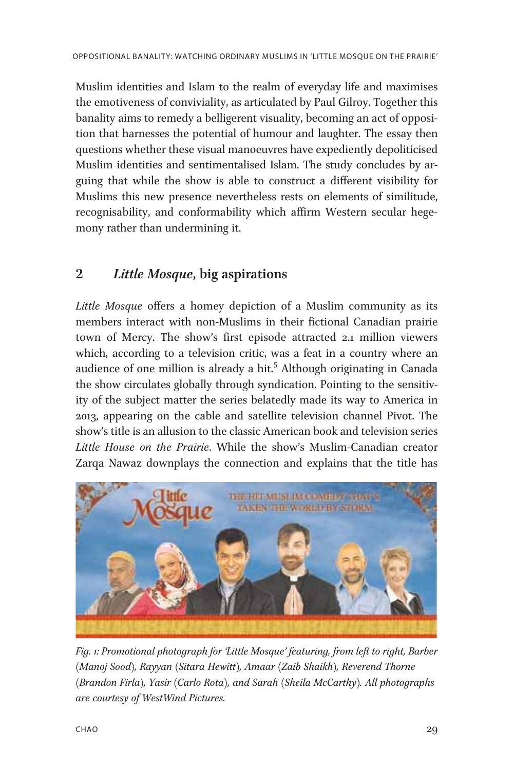Muslim identities and Islam to the realm of everyday life and maximises the emotiveness of conviviality, as articulated by Paul Gilroy. Together this banality aims to remedy a belligerent visuality, becoming an act of opposition that harnesses the potential of humour and laughter. The essay then questions whether these visual manoeuvres have expediently depoliticised Muslim identities and sentimentalised Islam. The study concludes by arguing that while the show is able to construct a different visibility for Muslims this new presence nevertheless rests on elements of similitude, recognisability, and conformability which affirm Western secular hegemony rather than undermining it.

## 2 *Little Mosque*, big aspirations

*Little Mosque* offers a homey depiction of a Muslim community as its members interact with non-Muslims in their fictional Canadian prairie town of Mercy. The show's first episode attracted 2.1 million viewers which, according to a television critic, was a feat in a country where an audience of one million is already a hit.[5] Although originating in Canada the show circulates globally through syndication. Pointing to the sensitivity of the subject matter the series belatedly made its way to America in 2013, appearing on the cable and satellite television channel Pivot. The show's title is an allusion to the classic American book and television series *Little House on the Prairie*. While the show's Muslim-Canadian creator Zarqa Nawaz downplays the connection and explains that the title has

*Fig. 1: Promotional photograph for 'Little Mosque' featuring, from left to right, Barber (Manoj Sood), Rayyan (Sitara Hewitt), Amaar (Zaib Shaikh), Reverend Thorne (Brandon Firla), Yasir (Carlo Rota), and Sarah (Sheila McCarthy). All photographs are courtesy of WestWind Pictures.*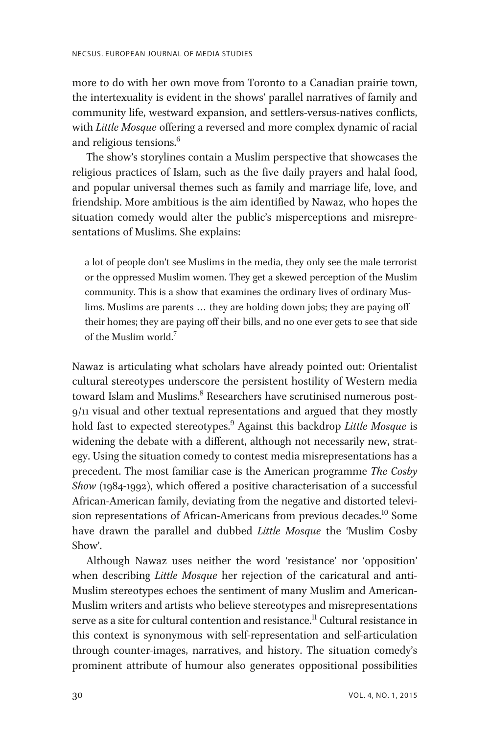more to do with her own move from Toronto to a Canadian prairie town, the intertexuality is evident in the shows' parallel narratives of family and community life, westward expansion, and settlers-versus-natives conflicts, with *Little Mosque* offering a reversed and more complex dynamic of racial and religious tensions.[6]

The show's storylines contain a Muslim perspective that showcases the religious practices of Islam, such as the five daily prayers and halal food, and popular universal themes such as family and marriage life, love, and friendship. More ambitious is the aim identified by Nawaz, who hopes the situation comedy would alter the public's misperceptions and misrepresentations of Muslims. She explains:

> a lot of people don't see Muslims in the media, they only see the male terrorist or the oppressed Muslim women. They get a skewed perception of the Muslim community. This is a show that examines the ordinary lives of ordinary Muslims. Muslims are parents … they are holding down jobs; they are paying off their homes; they are paying off their bills, and no one ever gets to see that side of the Muslim world.[7]

Nawaz is articulating what scholars have already pointed out: Orientalist cultural stereotypes underscore the persistent hostility of Western media toward Islam and Muslims.[8] Researchers have scrutinised numerous post-9/11 visual and other textual representations and argued that they mostly hold fast to expected stereotypes.[9] Against this backdrop *Little Mosque* is widening the debate with a different, although not necessarily new, strategy. Using the situation comedy to contest media misrepresentations has a precedent. The most familiar case is the American programme *The Cosby Show* (1984-1992), which offered a positive characterisation of a successful African-American family, deviating from the negative and distorted television representations of African-Americans from previous decades.[10] Some have drawn the parallel and dubbed *Little Mosque* the 'Muslim Cosby Show'.

Although Nawaz uses neither the word 'resistance' nor 'opposition' when describing *Little Mosque* her rejection of the caricatural and anti-Muslim stereotypes echoes the sentiment of many Muslim and American-Muslim writers and artists who believe stereotypes and misrepresentations serve as a site for cultural contention and resistance.[11] Cultural resistance in this context is synonymous with self-representation and self-articulation through counter-images, narratives, and history. The situation comedy's prominent attribute of humour also generates oppositional possibilities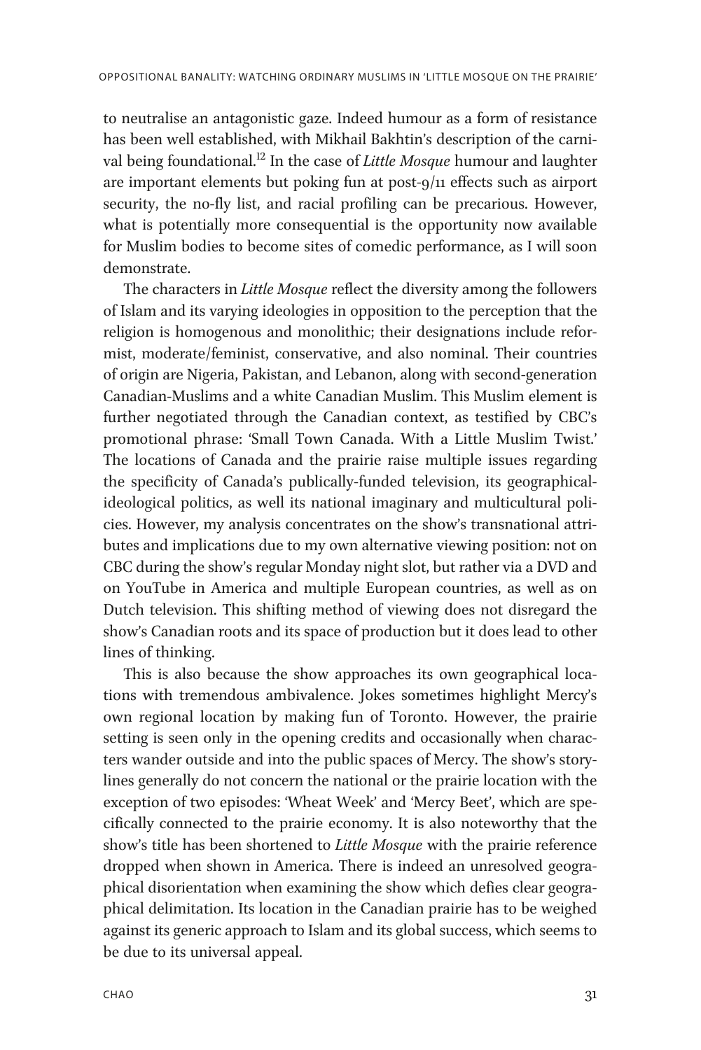to neutralise an antagonistic gaze. Indeed humour as a form of resistance has been well established, with Mikhail Bakhtin's description of the carnival being foundational.[12] In the case of *Little Mosque* humour and laughter are important elements but poking fun at post-9/11 effects such as airport security, the no-fly list, and racial profiling can be precarious. However, what is potentially more consequential is the opportunity now available for Muslim bodies to become sites of comedic performance, as I will soon demonstrate.

The characters in *Little Mosque* reflect the diversity among the followers of Islam and its varying ideologies in opposition to the perception that the religion is homogenous and monolithic; their designations include reformist, moderate/feminist, conservative, and also nominal. Their countries of origin are Nigeria, Pakistan, and Lebanon, along with second-generation Canadian-Muslims and a white Canadian Muslim. This Muslim element is further negotiated through the Canadian context, as testified by CBC's promotional phrase: 'Small Town Canada. With a Little Muslim Twist.' The locations of Canada and the prairie raise multiple issues regarding the specificity of Canada's publically-funded television, its geographical-ideological politics, as well its national imaginary and multicultural policies. However, my analysis concentrates on the show's transnational attributes and implications due to my own alternative viewing position: not on CBC during the show's regular Monday night slot, but rather via a DVD and on YouTube in America and multiple European countries, as well as on Dutch television. This shifting method of viewing does not disregard the show's Canadian roots and its space of production but it does lead to other lines of thinking.

This is also because the show approaches its own geographical locations with tremendous ambivalence. Jokes sometimes highlight Mercy's own regional location by making fun of Toronto. However, the prairie setting is seen only in the opening credits and occasionally when characters wander outside and into the public spaces of Mercy. The show's storylines generally do not concern the national or the prairie location with the exception of two episodes: 'Wheat Week' and 'Mercy Beet', which are specifically connected to the prairie economy. It is also noteworthy that the show's title has been shortened to *Little Mosque* with the prairie reference dropped when shown in America. There is indeed an unresolved geographical disorientation when examining the show which defies clear geographical delimitation. Its location in the Canadian prairie has to be weighed against its generic approach to Islam and its global success, which seems to be due to its universal appeal.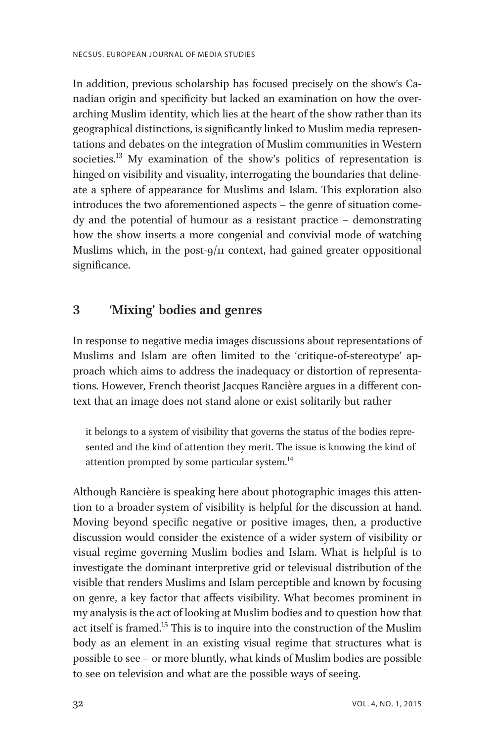In addition, previous scholarship has focused precisely on the show's Canadian origin and specificity but lacked an examination on how the overarching Muslim identity, which lies at the heart of the show rather than its geographical distinctions, is significantly linked to Muslim media representations and debates on the integration of Muslim communities in Western societies.[13] My examination of the show's politics of representation is hinged on visibility and visuality, interrogating the boundaries that delineate a sphere of appearance for Muslims and Islam. This exploration also introduces the two aforementioned aspects – the genre of situation comedy and the potential of humour as a resistant practice – demonstrating how the show inserts a more congenial and convivial mode of watching Muslims which, in the post-9/11 context, had gained greater oppositional significance.

## 3 'Mixing' bodies and genres

In response to negative media images discussions about representations of Muslims and Islam are often limited to the 'critique-of-stereotype' approach which aims to address the inadequacy or distortion of representations. However, French theorist Jacques Rancière argues in a different context that an image does not stand alone or exist solitarily but rather

> it belongs to a system of visibility that governs the status of the bodies represented and the kind of attention they merit. The issue is knowing the kind of attention prompted by some particular system.[14]

Although Rancière is speaking here about photographic images this attention to a broader system of visibility is helpful for the discussion at hand. Moving beyond specific negative or positive images, then, a productive discussion would consider the existence of a wider system of visibility or visual regime governing Muslim bodies and Islam. What is helpful is to investigate the dominant interpretive grid or televisual distribution of the visible that renders Muslims and Islam perceptible and known by focusing on genre, a key factor that affects visibility. What becomes prominent in my analysis is the act of looking at Muslim bodies and to question how that act itself is framed.[15] This is to inquire into the construction of the Muslim body as an element in an existing visual regime that structures what is possible to see – or more bluntly, what kinds of Muslim bodies are possible to see on television and what are the possible ways of seeing.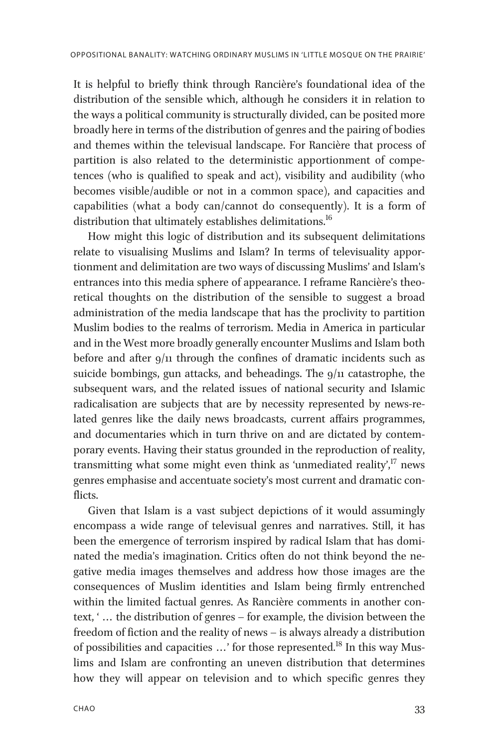It is helpful to briefly think through Rancière's foundational idea of the distribution of the sensible which, although he considers it in relation to the ways a political community is structurally divided, can be posited more broadly here in terms of the distribution of genres and the pairing of bodies and themes within the televisual landscape. For Rancière that process of partition is also related to the deterministic apportionment of competences (who is qualified to speak and act), visibility and audibility (who becomes visible/audible or not in a common space), and capacities and capabilities (what a body can/cannot do consequently). It is a form of distribution that ultimately establishes delimitations.[16]

How might this logic of distribution and its subsequent delimitations relate to visualising Muslims and Islam? In terms of televisuality apportionment and delimitation are two ways of discussing Muslims' and Islam's entrances into this media sphere of appearance. I reframe Rancière's theoretical thoughts on the distribution of the sensible to suggest a broad administration of the media landscape that has the proclivity to partition Muslim bodies to the realms of terrorism. Media in America in particular and in the West more broadly generally encounter Muslims and Islam both before and after 9/11 through the confines of dramatic incidents such as suicide bombings, gun attacks, and beheadings. The 9/11 catastrophe, the subsequent wars, and the related issues of national security and Islamic radicalisation are subjects that are by necessity represented by news-related genres like the daily news broadcasts, current affairs programmes, and documentaries which in turn thrive on and are dictated by contemporary events. Having their status grounded in the reproduction of reality, transmitting what some might even think as 'unmediated reality',[17] news genres emphasise and accentuate society's most current and dramatic conflicts.

Given that Islam is a vast subject depictions of it would assumingly encompass a wide range of televisual genres and narratives. Still, it has been the emergence of terrorism inspired by radical Islam that has dominated the media's imagination. Critics often do not think beyond the negative media images themselves and address how those images are the consequences of Muslim identities and Islam being firmly entrenched within the limited factual genres. As Rancière comments in another context, ' … the distribution of genres – for example, the division between the freedom of fiction and the reality of news – is always already a distribution of possibilities and capacities …' for those represented.[18] In this way Muslims and Islam are confronting an uneven distribution that determines how they will appear on television and to which specific genres they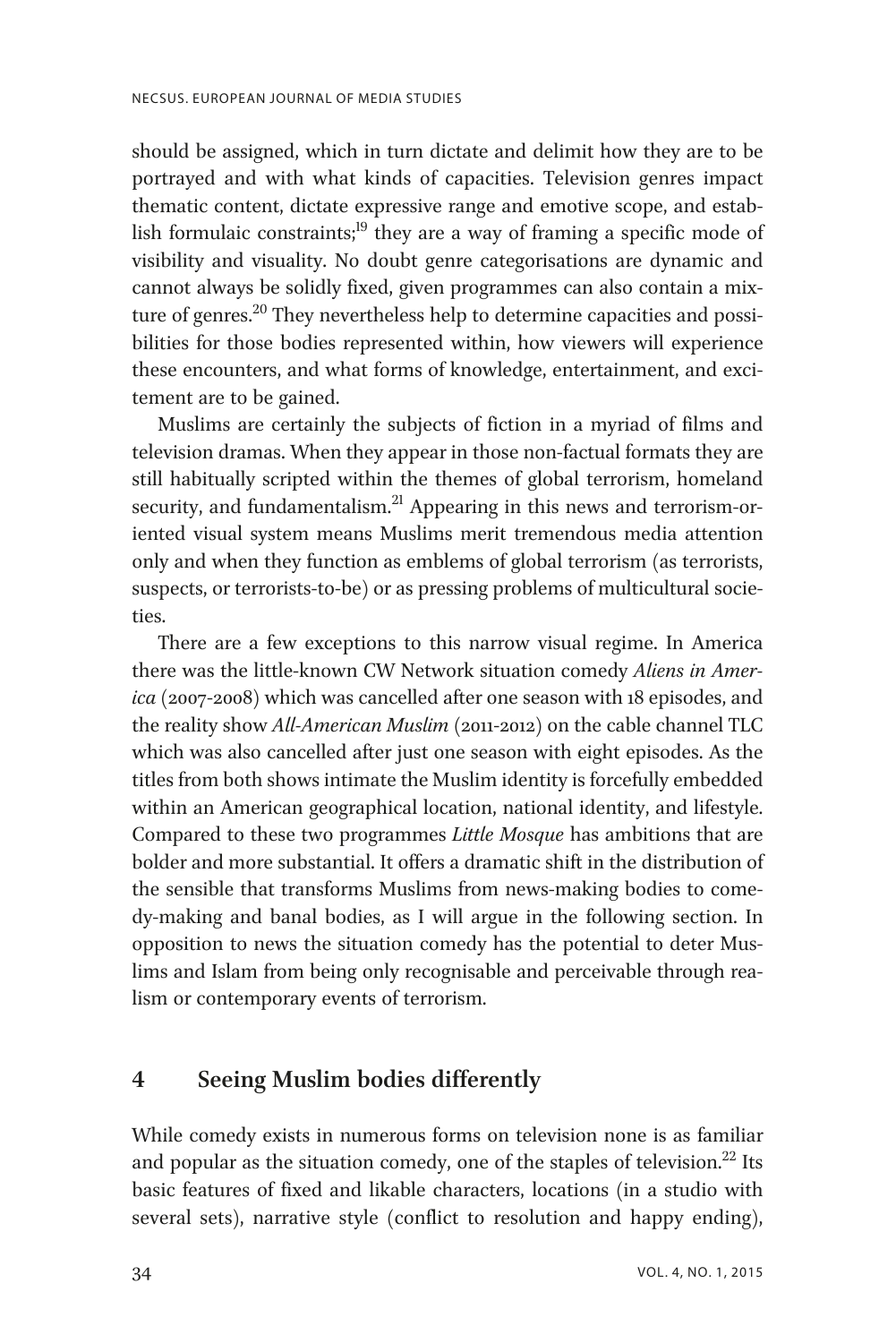should be assigned, which in turn dictate and delimit how they are to be portrayed and with what kinds of capacities. Television genres impact thematic content, dictate expressive range and emotive scope, and establish formulaic constraints;[19] they are a way of framing a specific mode of visibility and visuality. No doubt genre categorisations are dynamic and cannot always be solidly fixed, given programmes can also contain a mixture of genres.[20] They nevertheless help to determine capacities and possibilities for those bodies represented within, how viewers will experience these encounters, and what forms of knowledge, entertainment, and excitement are to be gained.

Muslims are certainly the subjects of fiction in a myriad of films and television dramas. When they appear in those non-factual formats they are still habitually scripted within the themes of global terrorism, homeland security, and fundamentalism.[21] Appearing in this news and terrorism-oriented visual system means Muslims merit tremendous media attention only and when they function as emblems of global terrorism (as terrorists, suspects, or terrorists-to-be) or as pressing problems of multicultural societies.

There are a few exceptions to this narrow visual regime. In America there was the little-known CW Network situation comedy *Aliens in America* (2007-2008) which was cancelled after one season with 18 episodes, and the reality show *All-American Muslim* (2011-2012) on the cable channel TLC which was also cancelled after just one season with eight episodes. As the titles from both shows intimate the Muslim identity is forcefully embedded within an American geographical location, national identity, and lifestyle. Compared to these two programmes *Little Mosque* has ambitions that are bolder and more substantial. It offers a dramatic shift in the distribution of the sensible that transforms Muslims from news-making bodies to comedy-making and banal bodies, as I will argue in the following section. In opposition to news the situation comedy has the potential to deter Muslims and Islam from being only recognisable and perceivable through realism or contemporary events of terrorism.

## 4 Seeing Muslim bodies differently

While comedy exists in numerous forms on television none is as familiar and popular as the situation comedy, one of the staples of television.[22] Its basic features of fixed and likable characters, locations (in a studio with several sets), narrative style (conflict to resolution and happy ending),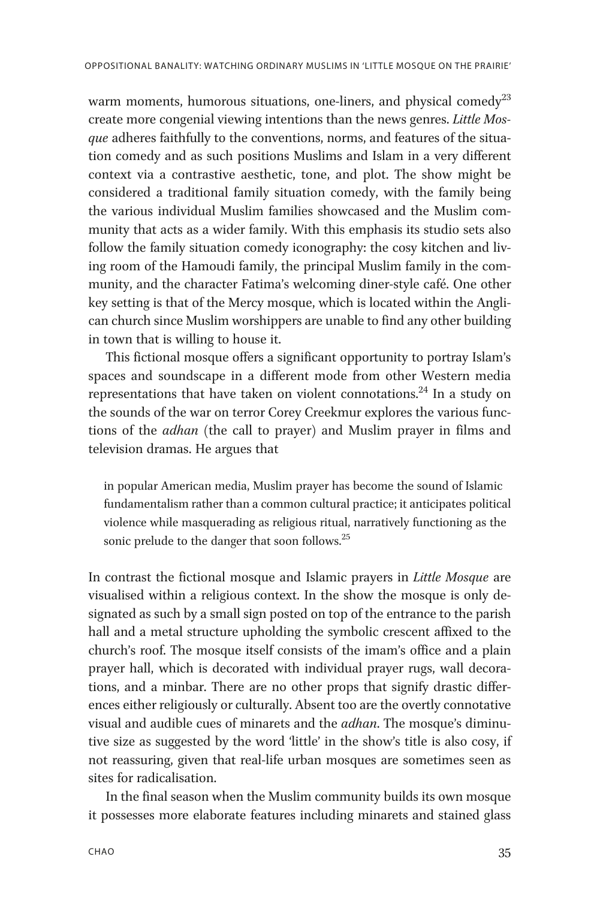warm moments, humorous situations, one-liners, and physical comedy[23] create more congenial viewing intentions than the news genres. *Little Mosque* adheres faithfully to the conventions, norms, and features of the situation comedy and as such positions Muslims and Islam in a very different context via a contrastive aesthetic, tone, and plot. The show might be considered a traditional family situation comedy, with the family being the various individual Muslim families showcased and the Muslim community that acts as a wider family. With this emphasis its studio sets also follow the family situation comedy iconography: the cosy kitchen and living room of the Hamoudi family, the principal Muslim family in the community, and the character Fatima's welcoming diner-style café. One other key setting is that of the Mercy mosque, which is located within the Anglican church since Muslim worshippers are unable to find any other building in town that is willing to house it.

This fictional mosque offers a significant opportunity to portray Islam's spaces and soundscape in a different mode from other Western media representations that have taken on violent connotations.[24] In a study on the sounds of the war on terror Corey Creekmur explores the various functions of the *adhan* (the call to prayer) and Muslim prayer in films and television dramas. He argues that

> in popular American media, Muslim prayer has become the sound of Islamic fundamentalism rather than a common cultural practice; it anticipates political violence while masquerading as religious ritual, narratively functioning as the sonic prelude to the danger that soon follows.[25]

In contrast the fictional mosque and Islamic prayers in *Little Mosque* are visualised within a religious context. In the show the mosque is only designated as such by a small sign posted on top of the entrance to the parish hall and a metal structure upholding the symbolic crescent affixed to the church's roof. The mosque itself consists of the imam's office and a plain prayer hall, which is decorated with individual prayer rugs, wall decorations, and a minbar. There are no other props that signify drastic differences either religiously or culturally. Absent too are the overtly connotative visual and audible cues of minarets and the *adhan*. The mosque's diminutive size as suggested by the word 'little' in the show's title is also cosy, if not reassuring, given that real-life urban mosques are sometimes seen as sites for radicalisation.

In the final season when the Muslim community builds its own mosque it possesses more elaborate features including minarets and stained glass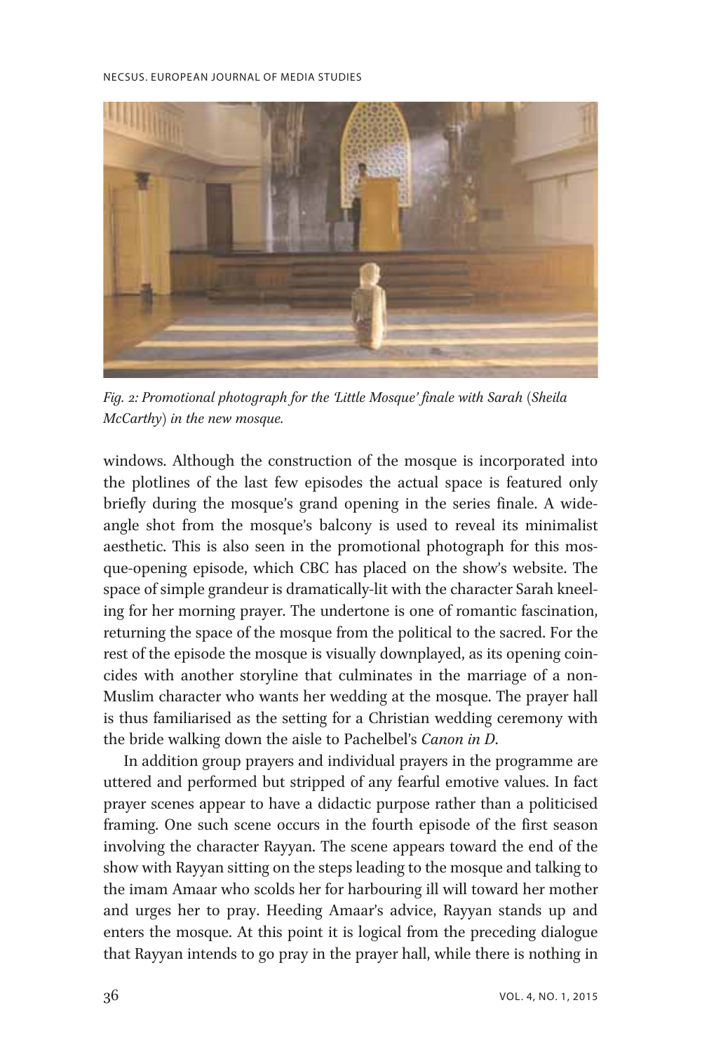*Fig. 2: Promotional photograph for the 'Little Mosque' finale with Sarah (Sheila McCarthy) in the new mosque.*

windows. Although the construction of the mosque is incorporated into the plotlines of the last few episodes the actual space is featured only briefly during the mosque's grand opening in the series finale. A wide-angle shot from the mosque's balcony is used to reveal its minimalist aesthetic. This is also seen in the promotional photograph for this mosque-opening episode, which CBC has placed on the show's website. The space of simple grandeur is dramatically-lit with the character Sarah kneeling for her morning prayer. The undertone is one of romantic fascination, returning the space of the mosque from the political to the sacred. For the rest of the episode the mosque is visually downplayed, as its opening coincides with another storyline that culminates in the marriage of a non-Muslim character who wants her wedding at the mosque. The prayer hall is thus familiarised as the setting for a Christian wedding ceremony with the bride walking down the aisle to Pachelbel's *Canon in D*.

In addition group prayers and individual prayers in the programme are uttered and performed but stripped of any fearful emotive values. In fact prayer scenes appear to have a didactic purpose rather than a politicised framing. One such scene occurs in the fourth episode of the first season involving the character Rayyan. The scene appears toward the end of the show with Rayyan sitting on the steps leading to the mosque and talking to the imam Amaar who scolds her for harbouring ill will toward her mother and urges her to pray. Heeding Amaar's advice, Rayyan stands up and enters the mosque. At this point it is logical from the preceding dialogue that Rayyan intends to go pray in the prayer hall, while there is nothing in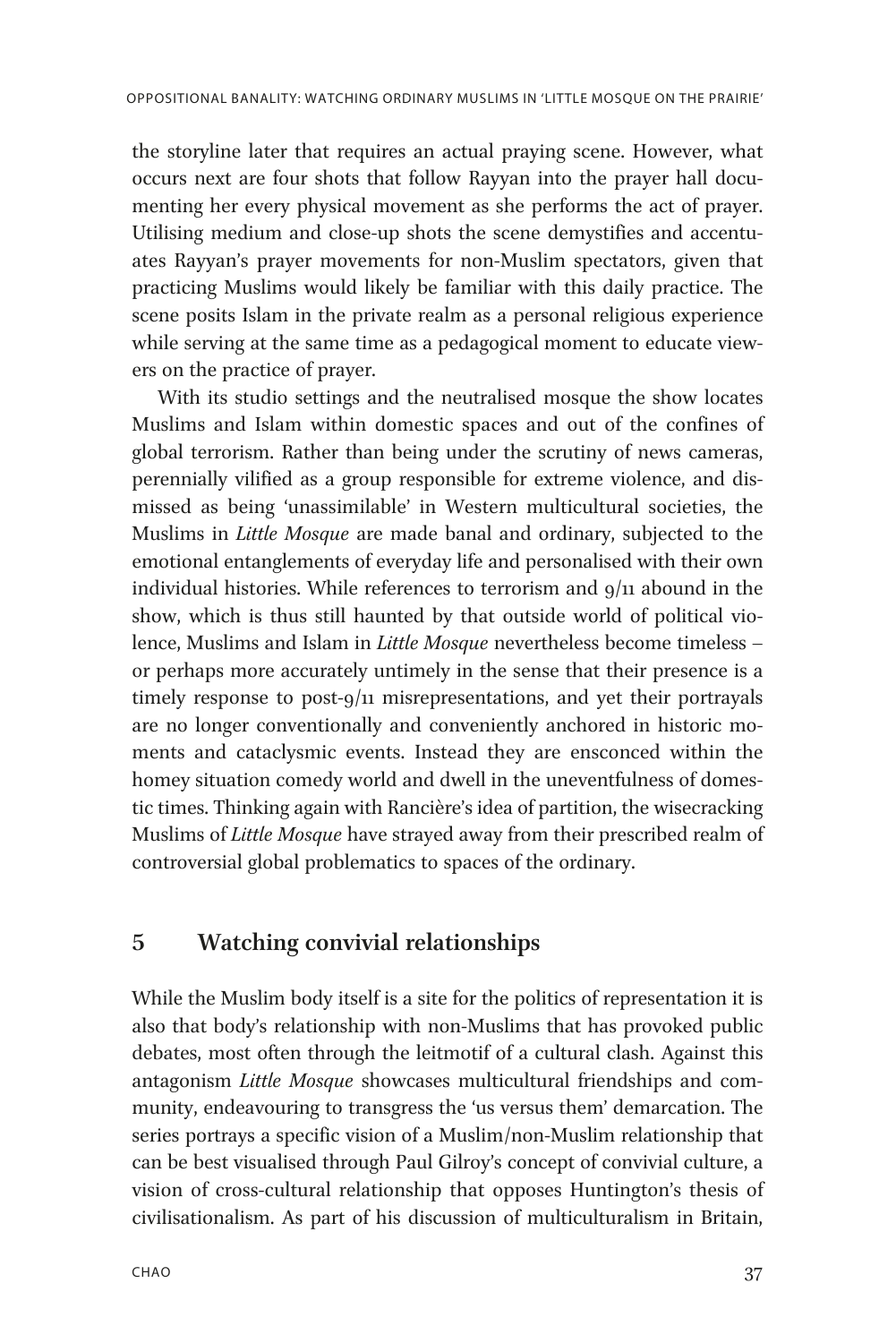the storyline later that requires an actual praying scene. However, what occurs next are four shots that follow Rayyan into the prayer hall documenting her every physical movement as she performs the act of prayer. Utilising medium and close-up shots the scene demystifies and accentuates Rayyan's prayer movements for non-Muslim spectators, given that practicing Muslims would likely be familiar with this daily practice. The scene posits Islam in the private realm as a personal religious experience while serving at the same time as a pedagogical moment to educate viewers on the practice of prayer.

With its studio settings and the neutralised mosque the show locates Muslims and Islam within domestic spaces and out of the confines of global terrorism. Rather than being under the scrutiny of news cameras, perennially vilified as a group responsible for extreme violence, and dismissed as being 'unassimilable' in Western multicultural societies, the Muslims in *Little Mosque* are made banal and ordinary, subjected to the emotional entanglements of everyday life and personalised with their own individual histories. While references to terrorism and 9/11 abound in the show, which is thus still haunted by that outside world of political violence, Muslims and Islam in *Little Mosque* nevertheless become timeless – or perhaps more accurately untimely in the sense that their presence is a timely response to post-9/11 misrepresentations, and yet their portrayals are no longer conventionally and conveniently anchored in historic moments and cataclysmic events. Instead they are ensconced within the homey situation comedy world and dwell in the uneventfulness of domestic times. Thinking again with Rancière's idea of partition, the wisecracking Muslims of *Little Mosque* have strayed away from their prescribed realm of controversial global problematics to spaces of the ordinary.

## 5 Watching convivial relationships

While the Muslim body itself is a site for the politics of representation it is also that body's relationship with non-Muslims that has provoked public debates, most often through the leitmotif of a cultural clash. Against this antagonism *Little Mosque* showcases multicultural friendships and community, endeavouring to transgress the 'us versus them' demarcation. The series portrays a specific vision of a Muslim/non-Muslim relationship that can be best visualised through Paul Gilroy's concept of convivial culture, a vision of cross-cultural relationship that opposes Huntington's thesis of civilisationalism. As part of his discussion of multiculturalism in Britain,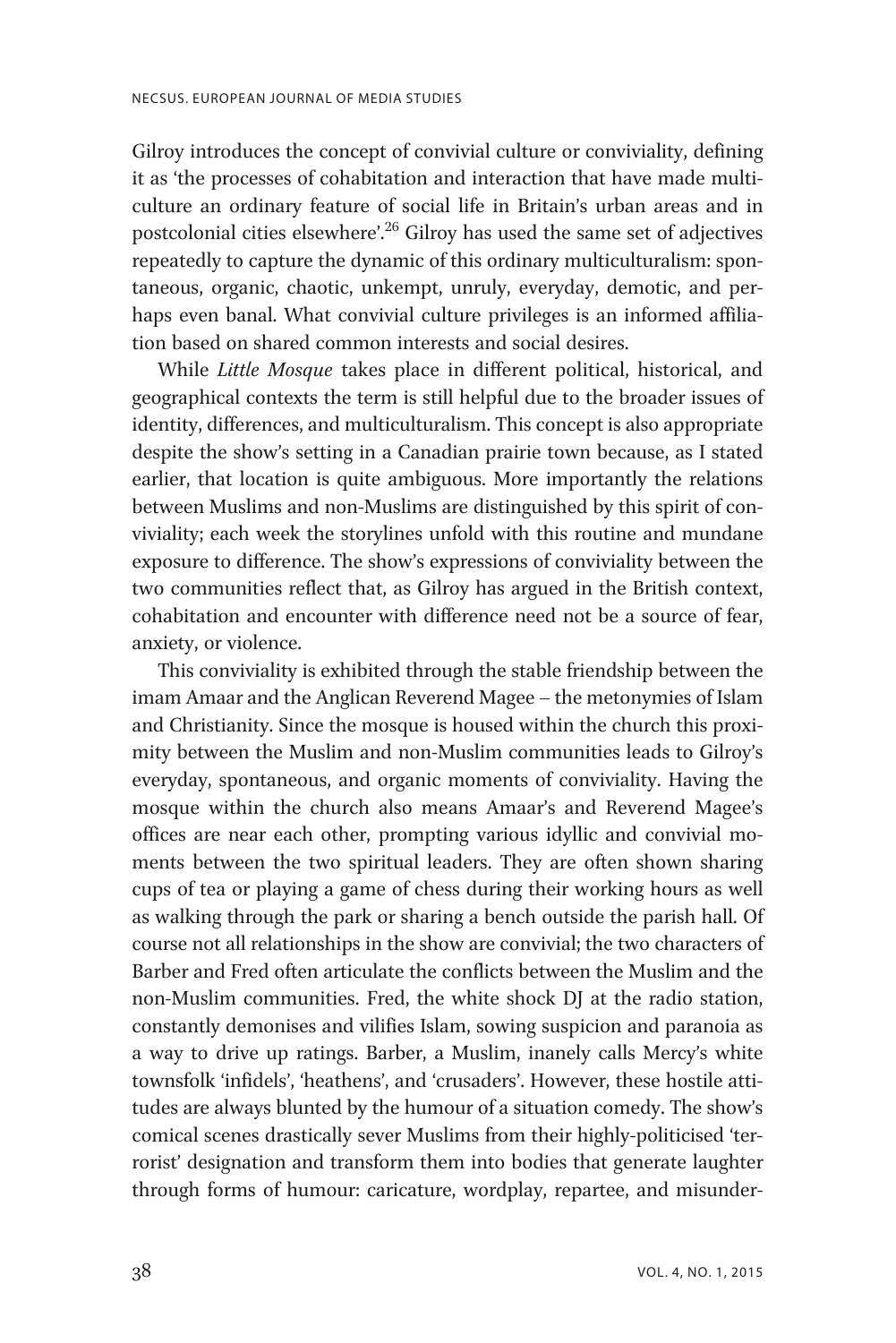Gilroy introduces the concept of convivial culture or conviviality, defining it as 'the processes of cohabitation and interaction that have made multiculture an ordinary feature of social life in Britain's urban areas and in postcolonial cities elsewhere'.[26] Gilroy has used the same set of adjectives repeatedly to capture the dynamic of this ordinary multiculturalism: spontaneous, organic, chaotic, unkempt, unruly, everyday, demotic, and perhaps even banal. What convivial culture privileges is an informed affiliation based on shared common interests and social desires.

While *Little Mosque* takes place in different political, historical, and geographical contexts the term is still helpful due to the broader issues of identity, differences, and multiculturalism. This concept is also appropriate despite the show's setting in a Canadian prairie town because, as I stated earlier, that location is quite ambiguous. More importantly the relations between Muslims and non-Muslims are distinguished by this spirit of conviviality; each week the storylines unfold with this routine and mundane exposure to difference. The show's expressions of conviviality between the two communities reflect that, as Gilroy has argued in the British context, cohabitation and encounter with difference need not be a source of fear, anxiety, or violence.

This conviviality is exhibited through the stable friendship between the imam Amaar and the Anglican Reverend Magee – the metonymies of Islam and Christianity. Since the mosque is housed within the church this proximity between the Muslim and non-Muslim communities leads to Gilroy's everyday, spontaneous, and organic moments of conviviality. Having the mosque within the church also means Amaar's and Reverend Magee's offices are near each other, prompting various idyllic and convivial moments between the two spiritual leaders. They are often shown sharing cups of tea or playing a game of chess during their working hours as well as walking through the park or sharing a bench outside the parish hall. Of course not all relationships in the show are convivial; the two characters of Barber and Fred often articulate the conflicts between the Muslim and the non-Muslim communities. Fred, the white shock DJ at the radio station, constantly demonises and vilifies Islam, sowing suspicion and paranoia as a way to drive up ratings. Barber, a Muslim, inanely calls Mercy's white townsfolk 'infidels', 'heathens', and 'crusaders'. However, these hostile attitudes are always blunted by the humour of a situation comedy. The show's comical scenes drastically sever Muslims from their highly-politicised 'terrorist' designation and transform them into bodies that generate laughter through forms of humour: caricature, wordplay, repartee, and misunder-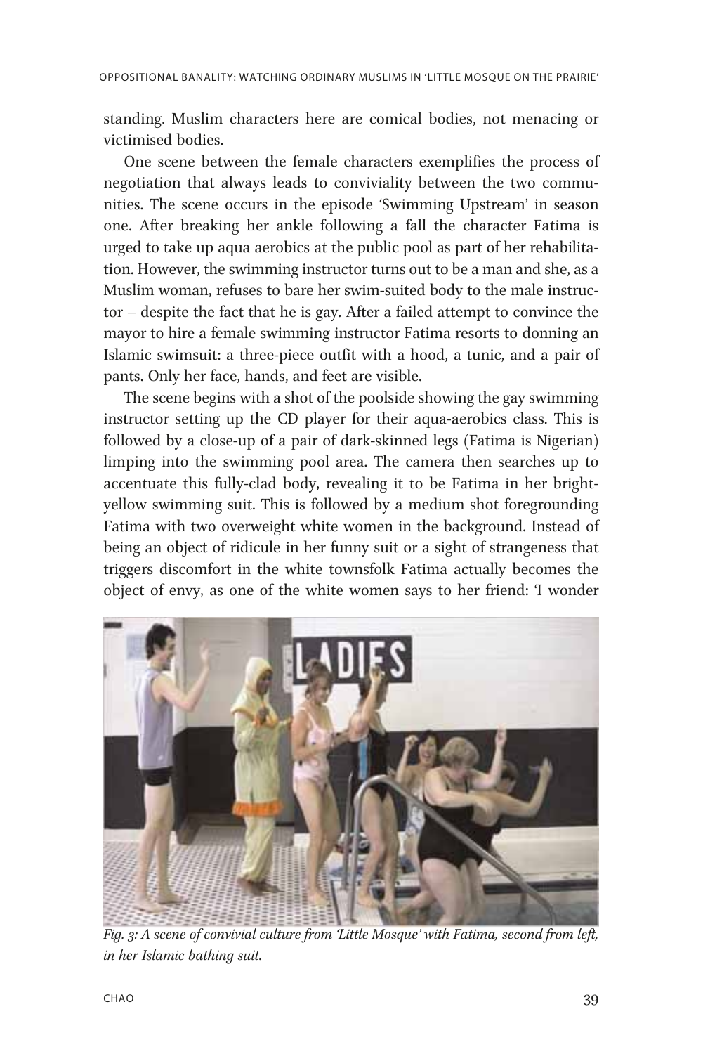standing. Muslim characters here are comical bodies, not menacing or victimised bodies.

One scene between the female characters exemplifies the process of negotiation that always leads to conviviality between the two communities. The scene occurs in the episode 'Swimming Upstream' in season one. After breaking her ankle following a fall the character Fatima is urged to take up aqua aerobics at the public pool as part of her rehabilitation. However, the swimming instructor turns out to be a man and she, as a Muslim woman, refuses to bare her swim-suited body to the male instructor – despite the fact that he is gay. After a failed attempt to convince the mayor to hire a female swimming instructor Fatima resorts to donning an Islamic swimsuit: a three-piece outfit with a hood, a tunic, and a pair of pants. Only her face, hands, and feet are visible.

The scene begins with a shot of the poolside showing the gay swimming instructor setting up the CD player for their aqua-aerobics class. This is followed by a close-up of a pair of dark-skinned legs (Fatima is Nigerian) limping into the swimming pool area. The camera then searches up to accentuate this fully-clad body, revealing it to be Fatima in her bright-yellow swimming suit. This is followed by a medium shot foregrounding Fatima with two overweight white women in the background. Instead of being an object of ridicule in her funny suit or a sight of strangeness that triggers discomfort in the white townsfolk Fatima actually becomes the object of envy, as one of the white women says to her friend: 'I wonder

*Fig. 3: A scene of convivial culture from 'Little Mosque' with Fatima, second from left, in her Islamic bathing suit.*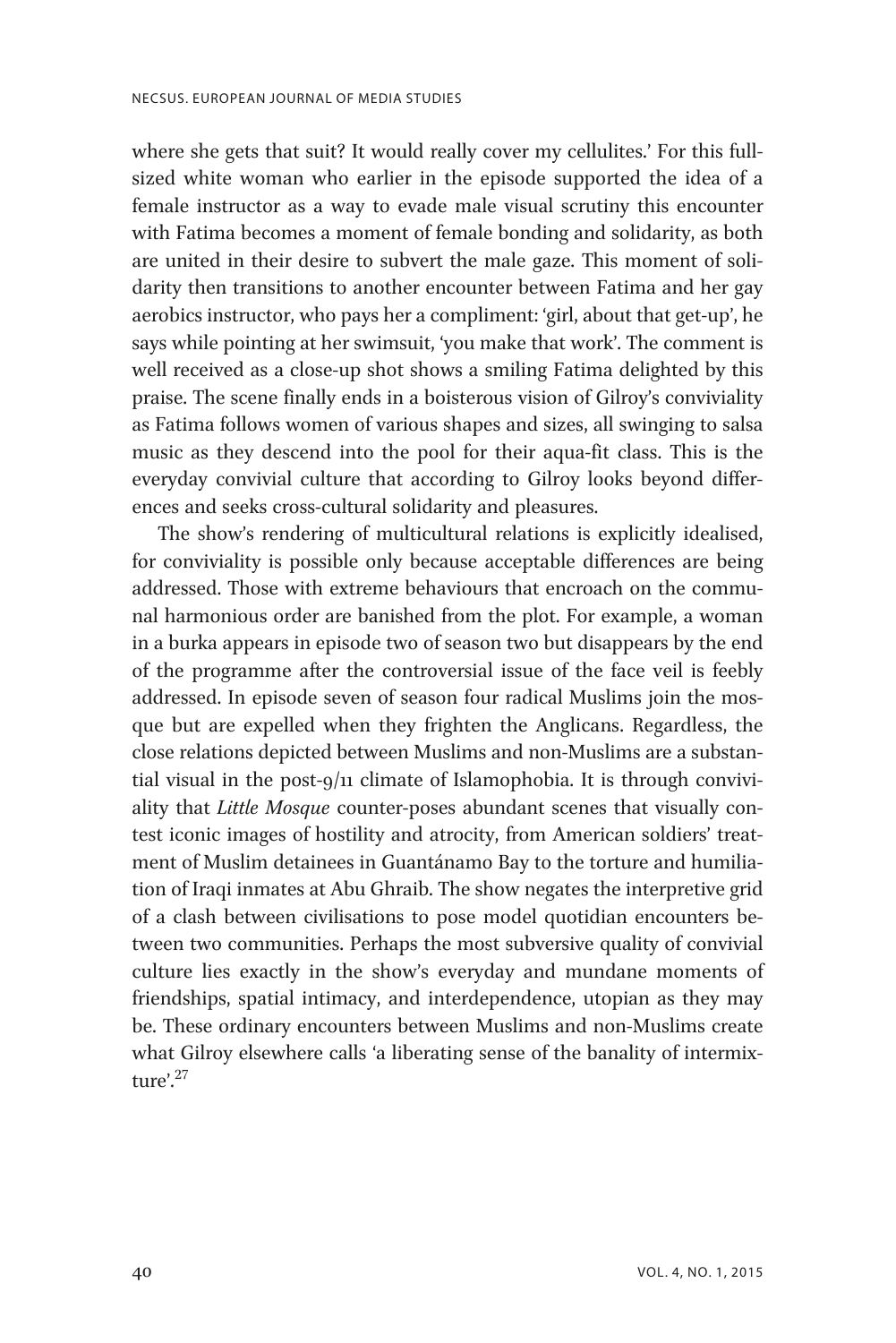where she gets that suit? It would really cover my cellulites.' For this full-sized white woman who earlier in the episode supported the idea of a female instructor as a way to evade male visual scrutiny this encounter with Fatima becomes a moment of female bonding and solidarity, as both are united in their desire to subvert the male gaze. This moment of solidarity then transitions to another encounter between Fatima and her gay aerobics instructor, who pays her a compliment: 'girl, about that get-up', he says while pointing at her swimsuit, 'you make that work'. The comment is well received as a close-up shot shows a smiling Fatima delighted by this praise. The scene finally ends in a boisterous vision of Gilroy's conviviality as Fatima follows women of various shapes and sizes, all swinging to salsa music as they descend into the pool for their aqua-fit class. This is the everyday convivial culture that according to Gilroy looks beyond differences and seeks cross-cultural solidarity and pleasures.

The show's rendering of multicultural relations is explicitly idealised, for conviviality is possible only because acceptable differences are being addressed. Those with extreme behaviours that encroach on the communal harmonious order are banished from the plot. For example, a woman in a burka appears in episode two of season two but disappears by the end of the programme after the controversial issue of the face veil is feebly addressed. In episode seven of season four radical Muslims join the mosque but are expelled when they frighten the Anglicans. Regardless, the close relations depicted between Muslims and non-Muslims are a substantial visual in the post-9/11 climate of Islamophobia. It is through conviviality that *Little Mosque* counter-poses abundant scenes that visually contest iconic images of hostility and atrocity, from American soldiers' treatment of Muslim detainees in Guantánamo Bay to the torture and humiliation of Iraqi inmates at Abu Ghraib. The show negates the interpretive grid of a clash between civilisations to pose model quotidian encounters between two communities. Perhaps the most subversive quality of convivial culture lies exactly in the show's everyday and mundane moments of friendships, spatial intimacy, and interdependence, utopian as they may be. These ordinary encounters between Muslims and non-Muslims create what Gilroy elsewhere calls 'a liberating sense of the banality of intermixture'.[27]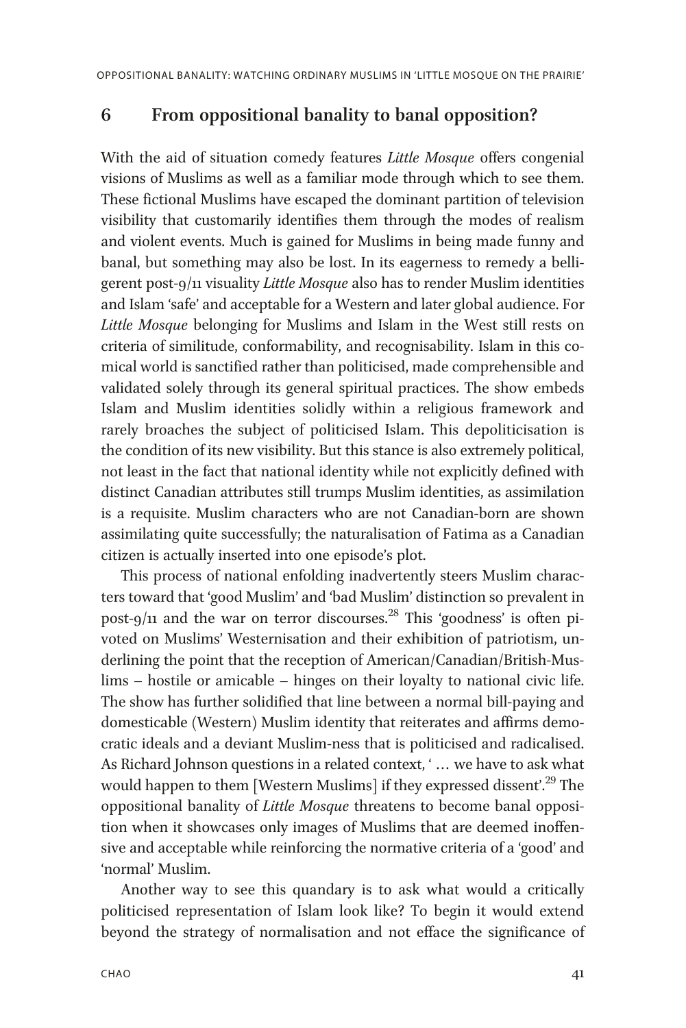## 6 From oppositional banality to banal opposition?

With the aid of situation comedy features *Little Mosque* offers congenial visions of Muslims as well as a familiar mode through which to see them. These fictional Muslims have escaped the dominant partition of television visibility that customarily identifies them through the modes of realism and violent events. Much is gained for Muslims in being made funny and banal, but something may also be lost. In its eagerness to remedy a belligerent post-9/11 visuality *Little Mosque* also has to render Muslim identities and Islam 'safe' and acceptable for a Western and later global audience. For *Little Mosque* belonging for Muslims and Islam in the West still rests on criteria of similitude, conformability, and recognisability. Islam in this comical world is sanctified rather than politicised, made comprehensible and validated solely through its general spiritual practices. The show embeds Islam and Muslim identities solidly within a religious framework and rarely broaches the subject of politicised Islam. This depoliticisation is the condition of its new visibility. But this stance is also extremely political, not least in the fact that national identity while not explicitly defined with distinct Canadian attributes still trumps Muslim identities, as assimilation is a requisite. Muslim characters who are not Canadian-born are shown assimilating quite successfully; the naturalisation of Fatima as a Canadian citizen is actually inserted into one episode's plot.

This process of national enfolding inadvertently steers Muslim characters toward that 'good Muslim' and 'bad Muslim' distinction so prevalent in post-9/11 and the war on terror discourses.[28] This 'goodness' is often pivoted on Muslims' Westernisation and their exhibition of patriotism, underlining the point that the reception of American/Canadian/British-Muslims – hostile or amicable – hinges on their loyalty to national civic life. The show has further solidified that line between a normal bill-paying and domesticable (Western) Muslim identity that reiterates and affirms democratic ideals and a deviant Muslim-ness that is politicised and radicalised. As Richard Johnson questions in a related context, ' … we have to ask what would happen to them [Western Muslims] if they expressed dissent'.[29] The oppositional banality of *Little Mosque* threatens to become banal opposition when it showcases only images of Muslims that are deemed inoffensive and acceptable while reinforcing the normative criteria of a 'good' and 'normal' Muslim.

Another way to see this quandary is to ask what would a critically politicised representation of Islam look like? To begin it would extend beyond the strategy of normalisation and not efface the significance of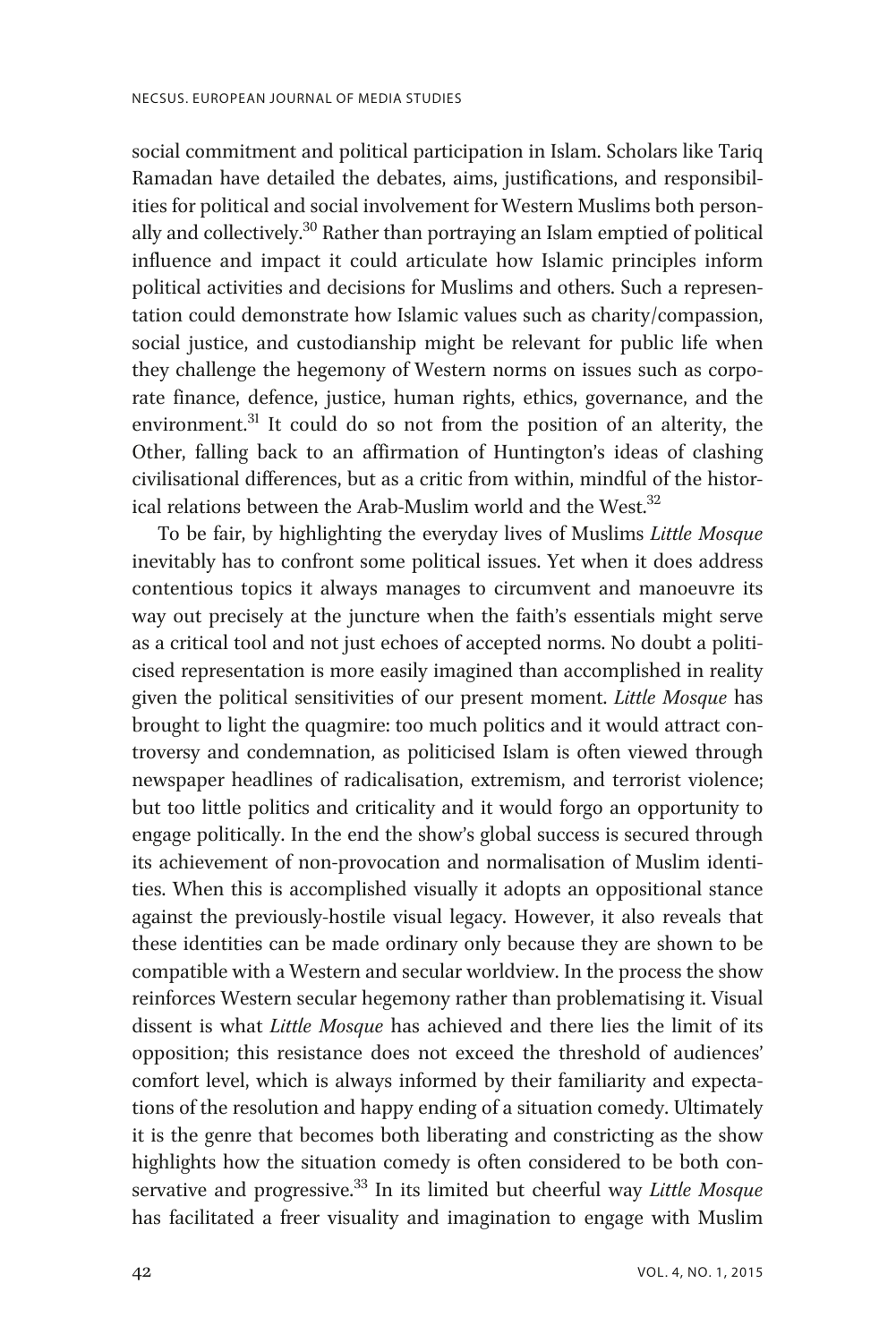social commitment and political participation in Islam. Scholars like Tariq Ramadan have detailed the debates, aims, justifications, and responsibilities for political and social involvement for Western Muslims both personally and collectively.[30] Rather than portraying an Islam emptied of political influence and impact it could articulate how Islamic principles inform political activities and decisions for Muslims and others. Such a representation could demonstrate how Islamic values such as charity/compassion, social justice, and custodianship might be relevant for public life when they challenge the hegemony of Western norms on issues such as corporate finance, defence, justice, human rights, ethics, governance, and the environment.[31] It could do so not from the position of an alterity, the Other, falling back to an affirmation of Huntington's ideas of clashing civilisational differences, but as a critic from within, mindful of the historical relations between the Arab-Muslim world and the West.[32]

To be fair, by highlighting the everyday lives of Muslims *Little Mosque* inevitably has to confront some political issues. Yet when it does address contentious topics it always manages to circumvent and manoeuvre its way out precisely at the juncture when the faith's essentials might serve as a critical tool and not just echoes of accepted norms. No doubt a politicised representation is more easily imagined than accomplished in reality given the political sensitivities of our present moment. *Little Mosque* has brought to light the quagmire: too much politics and it would attract controversy and condemnation, as politicised Islam is often viewed through newspaper headlines of radicalisation, extremism, and terrorist violence; but too little politics and criticality and it would forgo an opportunity to engage politically. In the end the show's global success is secured through its achievement of non-provocation and normalisation of Muslim identities. When this is accomplished visually it adopts an oppositional stance against the previously-hostile visual legacy. However, it also reveals that these identities can be made ordinary only because they are shown to be compatible with a Western and secular worldview. In the process the show reinforces Western secular hegemony rather than problematising it. Visual dissent is what *Little Mosque* has achieved and there lies the limit of its opposition; this resistance does not exceed the threshold of audiences' comfort level, which is always informed by their familiarity and expectations of the resolution and happy ending of a situation comedy. Ultimately it is the genre that becomes both liberating and constricting as the show highlights how the situation comedy is often considered to be both conservative and progressive.[33] In its limited but cheerful way *Little Mosque* has facilitated a freer visuality and imagination to engage with Muslim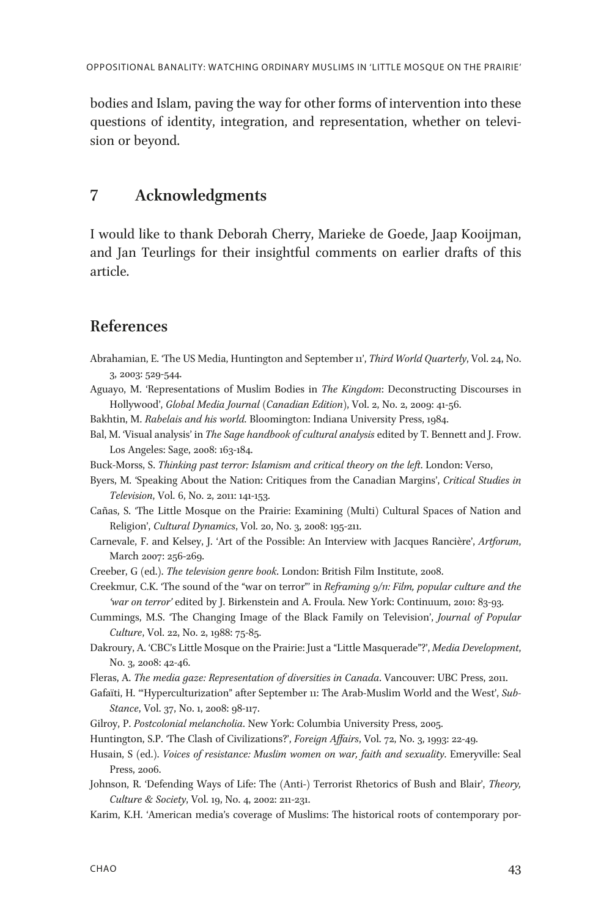bodies and Islam, paving the way for other forms of intervention into these questions of identity, integration, and representation, whether on television or beyond.

## 7 Acknowledgments

I would like to thank Deborah Cherry, Marieke de Goede, Jaap Kooijman, and Jan Teurlings for their insightful comments on earlier drafts of this article.

## References

Abrahamian, E. 'The US Media, Huntington and September 11', *Third World Quarterly*, Vol. 24, No. 3, 2003: 529-544.

Aguayo, M. 'Representations of Muslim Bodies in *The Kingdom*: Deconstructing Discourses in Hollywood', *Global Media Journal* (*Canadian Edition*), Vol. 2, No. 2, 2009: 41-56.

Bakhtin, M. *Rabelais and his world*. Bloomington: Indiana University Press, 1984.

Bal, M. 'Visual analysis' in *The Sage handbook of cultural analysis* edited by T. Bennett and J. Frow. Los Angeles: Sage, 2008: 163-184.

Buck-Morss, S. *Thinking past terror: Islamism and critical theory on the left*. London: Verso,

Byers, M. 'Speaking About the Nation: Critiques from the Canadian Margins', *Critical Studies in Television*, Vol. 6, No. 2, 2011: 141-153.

Cañas, S. 'The Little Mosque on the Prairie: Examining (Multi) Cultural Spaces of Nation and Religion', *Cultural Dynamics*, Vol. 20, No. 3, 2008: 195-211.

Carnevale, F. and Kelsey, J. 'Art of the Possible: An Interview with Jacques Rancière', *Artforum*, March 2007: 256-269.

Creeber, G (ed.). *The television genre book*. London: British Film Institute, 2008.

Creekmur, C.K. 'The sound of the "war on terror"' in *Reframing 9/11: Film, popular culture and the 'war on terror'* edited by J. Birkenstein and A. Froula. New York: Continuum, 2010: 83-93.

Cummings, M.S. 'The Changing Image of the Black Family on Television', *Journal of Popular Culture*, Vol. 22, No. 2, 1988: 75-85.

Dakroury, A. 'CBC's Little Mosque on the Prairie: Just a "Little Masquerade"?', *Media Development*, No. 3, 2008: 42-46.

Fleras, A. *The media gaze: Representation of diversities in Canada*. Vancouver: UBC Press, 2011.

Gafaïti, H. '"Hyperculturization" after September 11: The Arab-Muslim World and the West', *Sub-Stance*, Vol. 37, No. 1, 2008: 98-117.

Gilroy, P. *Postcolonial melancholia*. New York: Columbia University Press, 2005.

Huntington, S.P. 'The Clash of Civilizations?', *Foreign Affairs*, Vol. 72, No. 3, 1993: 22-49.

Husain, S (ed.). *Voices of resistance: Muslim women on war, faith and sexuality*. Emeryville: Seal Press, 2006.

Johnson, R. 'Defending Ways of Life: The (Anti-) Terrorist Rhetorics of Bush and Blair', *Theory, Culture & Society*, Vol. 19, No. 4, 2002: 211-231.

Karim, K.H. 'American media's coverage of Muslims: The historical roots of contemporary por-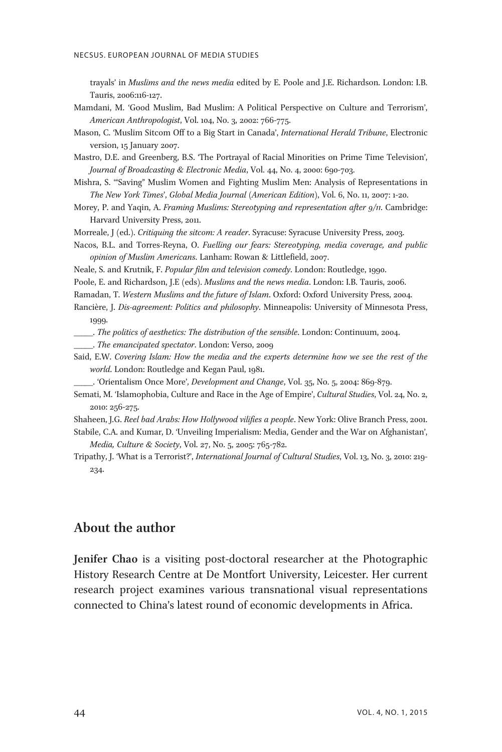trayals' in *Muslims and the news media* edited by E. Poole and J.E. Richardson. London: I.B. Tauris, 2006:116-127.

Mamdani, M. 'Good Muslim, Bad Muslim: A Political Perspective on Culture and Terrorism', *American Anthropologist*, Vol. 104, No. 3, 2002: 766-775.

Mason, C. 'Muslim Sitcom Off to a Big Start in Canada', *International Herald Tribune*, Electronic version, 15 January 2007.

Mastro, D.E. and Greenberg, B.S. 'The Portrayal of Racial Minorities on Prime Time Television', *Journal of Broadcasting & Electronic Media*, Vol. 44, No. 4, 2000: 690-703.

Mishra, S. '"Saving" Muslim Women and Fighting Muslim Men: Analysis of Representations in *The New York Times*', *Global Media Journal* (*American Edition*), Vol. 6, No. 11, 2007: 1-20.

Morey, P. and Yaqin, A. *Framing Muslims: Stereotyping and representation after 9/11*. Cambridge: Harvard University Press, 2011.

Morreale, J (ed.). *Critiquing the sitcom: A reader*. Syracuse: Syracuse University Press, 2003.

Nacos, B.L. and Torres-Reyna, O. *Fuelling our fears: Stereotyping, media coverage, and public opinion of Muslim Americans*. Lanham: Rowan & Littlefield, 2007.

Neale, S. and Krutnik, F. *Popular film and television comedy*. London: Routledge, 1990.

Poole, E. and Richardson, J.E (eds). *Muslims and the news media*. London: I.B. Tauris, 2006.

Ramadan, T. *Western Muslims and the future of Islam*. Oxford: Oxford University Press, 2004.

Rancière, J. *Dis-agreement: Politics and philosophy*. Minneapolis: University of Minnesota Press, 1999.

_____. *The politics of aesthetics: The distribution of the sensible*. London: Continuum, 2004.

_____. *The emancipated spectator*. London: Verso, 2009

Said, E.W. *Covering Islam: How the media and the experts determine how we see the rest of the world*. London: Routledge and Kegan Paul, 1981.

_____. 'Orientalism Once More', *Development and Change*, Vol. 35, No. 5, 2004: 869-879.

Semati, M. 'Islamophobia, Culture and Race in the Age of Empire', *Cultural Studies*, Vol. 24, No. 2, 2010: 256-275.

Shaheen, J.G. *Reel bad Arabs: How Hollywood vilifies a people*. New York: Olive Branch Press, 2001.

Stabile, C.A. and Kumar, D. 'Unveiling Imperialism: Media, Gender and the War on Afghanistan', *Media, Culture & Society*, Vol. 27, No. 5, 2005: 765-782.

Tripathy, J. 'What is a Terrorist?', *International Journal of Cultural Studies*, Vol. 13, No. 3, 2010: 219-234.

## About the author

**Jenifer Chao** is a visiting post-doctoral researcher at the Photographic History Research Centre at De Montfort University, Leicester. Her current research project examines various transnational visual representations connected to China's latest round of economic developments in Africa.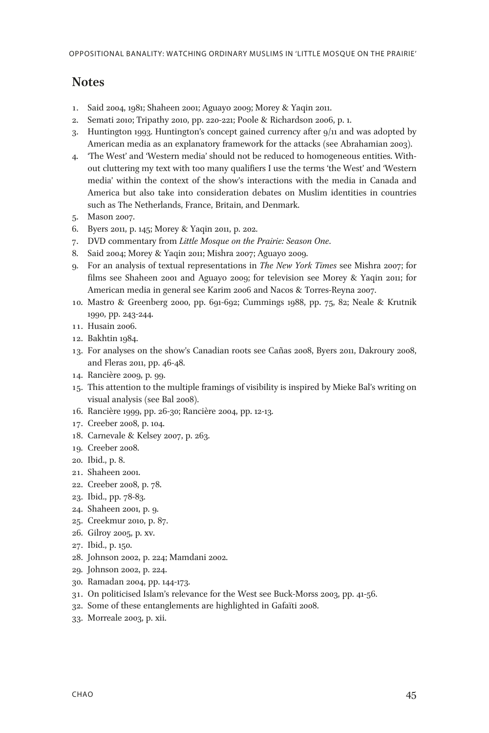## Notes

1. Said 2004, 1981; Shaheen 2001; Aguayo 2009; Morey & Yaqin 2011.
2. Semati 2010; Tripathy 2010, pp. 220-221; Poole & Richardson 2006, p. 1.
3. Huntington 1993. Huntington's concept gained currency after 9/11 and was adopted by American media as an explanatory framework for the attacks (see Abrahamian 2003).
4. 'The West' and 'Western media' should not be reduced to homogeneous entities. Without cluttering my text with too many qualifiers I use the terms 'the West' and 'Western media' within the context of the show's interactions with the media in Canada and America but also take into consideration debates on Muslim identities in countries such as The Netherlands, France, Britain, and Denmark.
5. Mason 2007.
6. Byers 2011, p. 145; Morey & Yaqin 2011, p. 202.
7. DVD commentary from *Little Mosque on the Prairie: Season One*.
8. Said 2004; Morey & Yaqin 2011; Mishra 2007; Aguayo 2009.
9. For an analysis of textual representations in *The New York Times* see Mishra 2007; for films see Shaheen 2001 and Aguayo 2009; for television see Morey & Yaqin 2011; for American media in general see Karim 2006 and Nacos & Torres-Reyna 2007.
10. Mastro & Greenberg 2000, pp. 691-692; Cummings 1988, pp. 75, 82; Neale & Krutnik 1990, pp. 243-244.
11. Husain 2006.
12. Bakhtin 1984.
13. For analyses on the show's Canadian roots see Cañas 2008, Byers 2011, Dakroury 2008, and Fleras 2011, pp. 46-48.
14. Rancière 2009, p. 99.
15. This attention to the multiple framings of visibility is inspired by Mieke Bal's writing on visual analysis (see Bal 2008).
16. Rancière 1999, pp. 26-30; Rancière 2004, pp. 12-13.
17. Creeber 2008, p. 104.
18. Carnevale & Kelsey 2007, p. 263.
19. Creeber 2008.
20. Ibid., p. 8.
21. Shaheen 2001.
22. Creeber 2008, p. 78.
23. Ibid., pp. 78-83.
24. Shaheen 2001, p. 9.
25. Creekmur 2010, p. 87.
26. Gilroy 2005, p. xv.
27. Ibid., p. 150.
28. Johnson 2002, p. 224; Mamdani 2002.
29. Johnson 2002, p. 224.
30. Ramadan 2004, pp. 144-173.
31. On politicised Islam's relevance for the West see Buck-Morss 2003, pp. 41-56.
32. Some of these entanglements are highlighted in Gafaïti 2008.
33. Morreale 2003, p. xii.